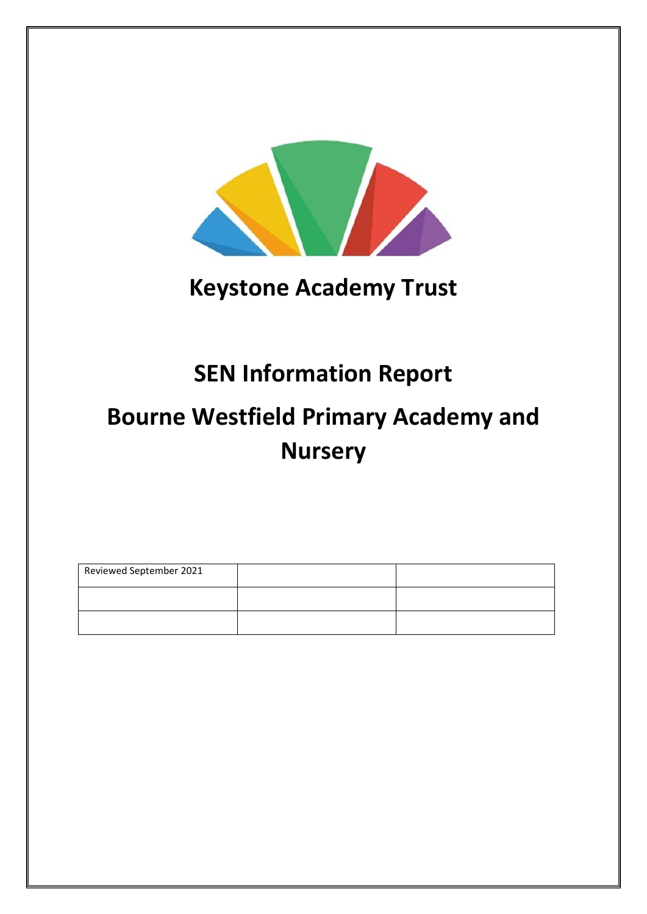# Keystone Academy Trust

# SEN Information Report

# Bourne Westfield Primary Academy and Nursery

| Reviewed September 2021 | | |
|---|---|---|
| | | |
| | | |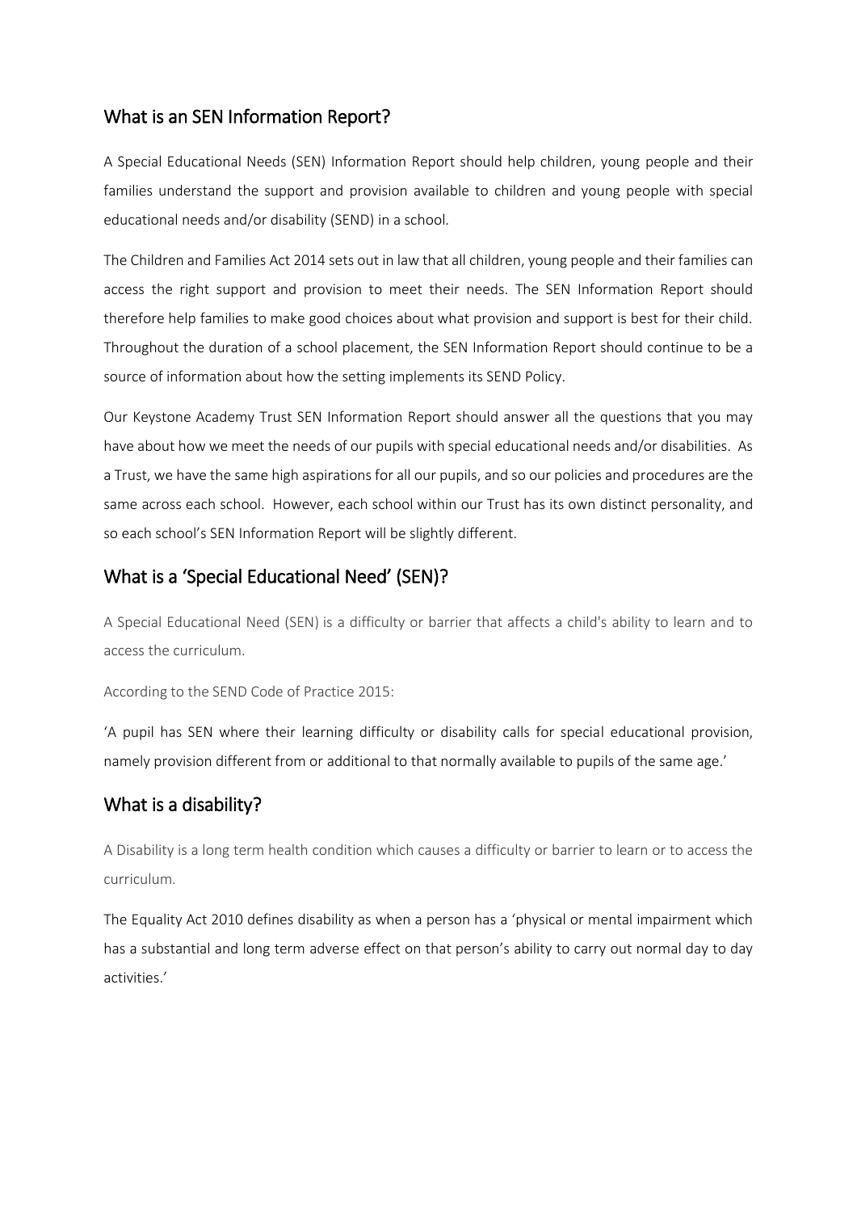## What is an SEN Information Report?

A Special Educational Needs (SEN) Information Report should help children, young people and their families understand the support and provision available to children and young people with special educational needs and/or disability (SEND) in a school.

The Children and Families Act 2014 sets out in law that all children, young people and their families can access the right support and provision to meet their needs. The SEN Information Report should therefore help families to make good choices about what provision and support is best for their child. Throughout the duration of a school placement, the SEN Information Report should continue to be a source of information about how the setting implements its SEND Policy.

Our Keystone Academy Trust SEN Information Report should answer all the questions that you may have about how we meet the needs of our pupils with special educational needs and/or disabilities. As a Trust, we have the same high aspirations for all our pupils, and so our policies and procedures are the same across each school. However, each school within our Trust has its own distinct personality, and so each school's SEN Information Report will be slightly different.

## What is a 'Special Educational Need' (SEN)?

A Special Educational Need (SEN) is a difficulty or barrier that affects a child's ability to learn and to access the curriculum.

According to the SEND Code of Practice 2015:

'A pupil has SEN where their learning difficulty or disability calls for special educational provision, namely provision different from or additional to that normally available to pupils of the same age.'

## What is a disability?

A Disability is a long term health condition which causes a difficulty or barrier to learn or to access the curriculum.

The Equality Act 2010 defines disability as when a person has a 'physical or mental impairment which has a substantial and long term adverse effect on that person's ability to carry out normal day to day activities.'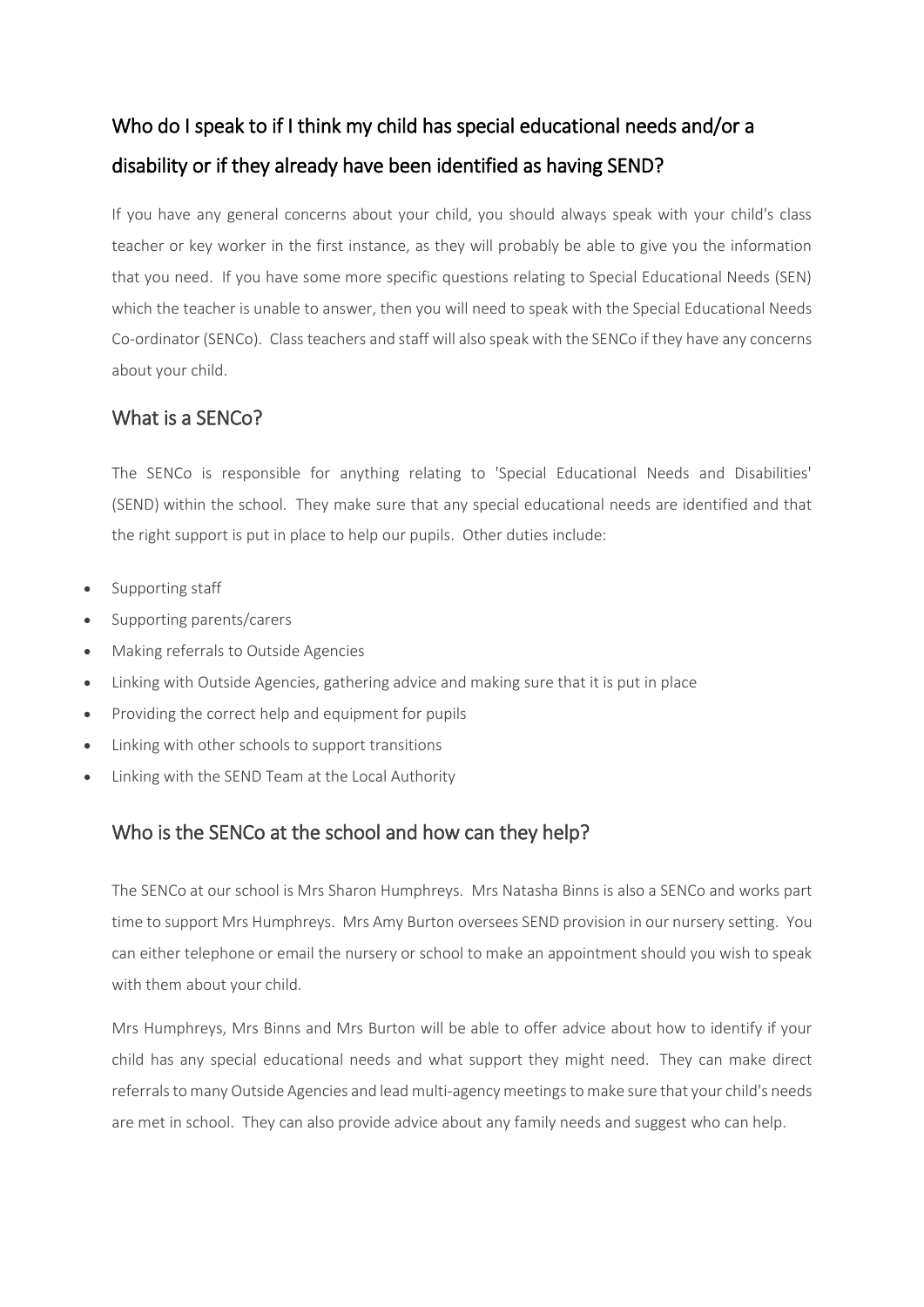## Who do I speak to if I think my child has special educational needs and/or a disability or if they already have been identified as having SEND?

If you have any general concerns about your child, you should always speak with your child's class teacher or key worker in the first instance, as they will probably be able to give you the information that you need. If you have some more specific questions relating to Special Educational Needs (SEN) which the teacher is unable to answer, then you will need to speak with the Special Educational Needs Co-ordinator (SENCo). Class teachers and staff will also speak with the SENCo if they have any concerns about your child.

## What is a SENCo?

The SENCo is responsible for anything relating to 'Special Educational Needs and Disabilities' (SEND) within the school. They make sure that any special educational needs are identified and that the right support is put in place to help our pupils. Other duties include:

- Supporting staff
- Supporting parents/carers
- Making referrals to Outside Agencies
- Linking with Outside Agencies, gathering advice and making sure that it is put in place
- Providing the correct help and equipment for pupils
- Linking with other schools to support transitions
- Linking with the SEND Team at the Local Authority

## Who is the SENCo at the school and how can they help?

The SENCo at our school is Mrs Sharon Humphreys. Mrs Natasha Binns is also a SENCo and works part time to support Mrs Humphreys. Mrs Amy Burton oversees SEND provision in our nursery setting. You can either telephone or email the nursery or school to make an appointment should you wish to speak with them about your child.

Mrs Humphreys, Mrs Binns and Mrs Burton will be able to offer advice about how to identify if your child has any special educational needs and what support they might need. They can make direct referrals to many Outside Agencies and lead multi-agency meetings to make sure that your child's needs are met in school. They can also provide advice about any family needs and suggest who can help.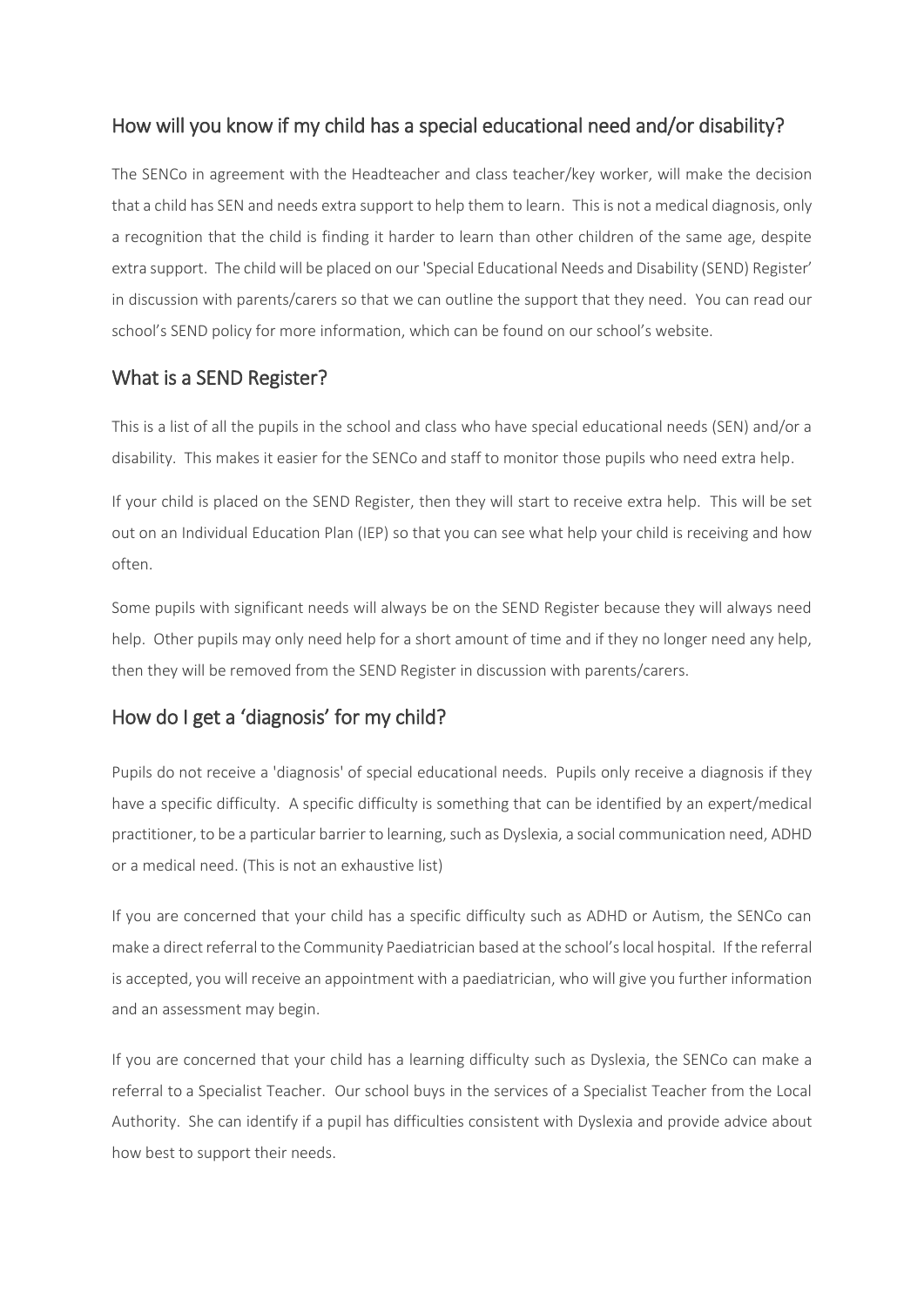## How will you know if my child has a special educational need and/or disability?

The SENCo in agreement with the Headteacher and class teacher/key worker, will make the decision that a child has SEN and needs extra support to help them to learn. This is not a medical diagnosis, only a recognition that the child is finding it harder to learn than other children of the same age, despite extra support. The child will be placed on our 'Special Educational Needs and Disability (SEND) Register' in discussion with parents/carers so that we can outline the support that they need. You can read our school's SEND policy for more information, which can be found on our school's website.

## What is a SEND Register?

This is a list of all the pupils in the school and class who have special educational needs (SEN) and/or a disability. This makes it easier for the SENCo and staff to monitor those pupils who need extra help.

If your child is placed on the SEND Register, then they will start to receive extra help. This will be set out on an Individual Education Plan (IEP) so that you can see what help your child is receiving and how often.

Some pupils with significant needs will always be on the SEND Register because they will always need help. Other pupils may only need help for a short amount of time and if they no longer need any help, then they will be removed from the SEND Register in discussion with parents/carers.

## How do I get a 'diagnosis' for my child?

Pupils do not receive a 'diagnosis' of special educational needs. Pupils only receive a diagnosis if they have a specific difficulty. A specific difficulty is something that can be identified by an expert/medical practitioner, to be a particular barrier to learning, such as Dyslexia, a social communication need, ADHD or a medical need. (This is not an exhaustive list)

If you are concerned that your child has a specific difficulty such as ADHD or Autism, the SENCo can make a direct referral to the Community Paediatrician based at the school's local hospital. If the referral is accepted, you will receive an appointment with a paediatrician, who will give you further information and an assessment may begin.

If you are concerned that your child has a learning difficulty such as Dyslexia, the SENCo can make a referral to a Specialist Teacher. Our school buys in the services of a Specialist Teacher from the Local Authority. She can identify if a pupil has difficulties consistent with Dyslexia and provide advice about how best to support their needs.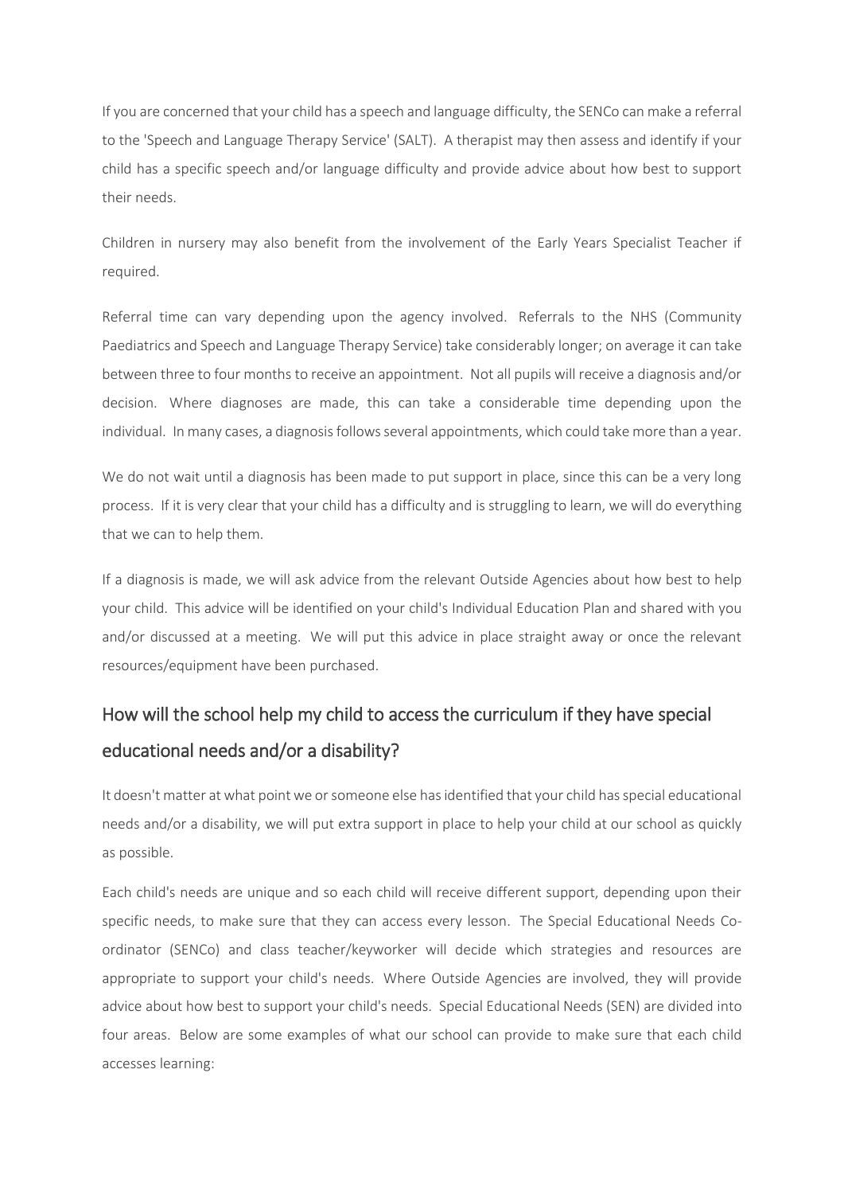If you are concerned that your child has a speech and language difficulty, the SENCo can make a referral to the 'Speech and Language Therapy Service' (SALT). A therapist may then assess and identify if your child has a specific speech and/or language difficulty and provide advice about how best to support their needs.

Children in nursery may also benefit from the involvement of the Early Years Specialist Teacher if required.

Referral time can vary depending upon the agency involved. Referrals to the NHS (Community Paediatrics and Speech and Language Therapy Service) take considerably longer; on average it can take between three to four months to receive an appointment. Not all pupils will receive a diagnosis and/or decision. Where diagnoses are made, this can take a considerable time depending upon the individual. In many cases, a diagnosis follows several appointments, which could take more than a year.

We do not wait until a diagnosis has been made to put support in place, since this can be a very long process. If it is very clear that your child has a difficulty and is struggling to learn, we will do everything that we can to help them.

If a diagnosis is made, we will ask advice from the relevant Outside Agencies about how best to help your child. This advice will be identified on your child's Individual Education Plan and shared with you and/or discussed at a meeting. We will put this advice in place straight away or once the relevant resources/equipment have been purchased.

## How will the school help my child to access the curriculum if they have special educational needs and/or a disability?

It doesn't matter at what point we or someone else has identified that your child has special educational needs and/or a disability, we will put extra support in place to help your child at our school as quickly as possible.

Each child's needs are unique and so each child will receive different support, depending upon their specific needs, to make sure that they can access every lesson. The Special Educational Needs Co-ordinator (SENCo) and class teacher/keyworker will decide which strategies and resources are appropriate to support your child's needs. Where Outside Agencies are involved, they will provide advice about how best to support your child's needs. Special Educational Needs (SEN) are divided into four areas. Below are some examples of what our school can provide to make sure that each child accesses learning: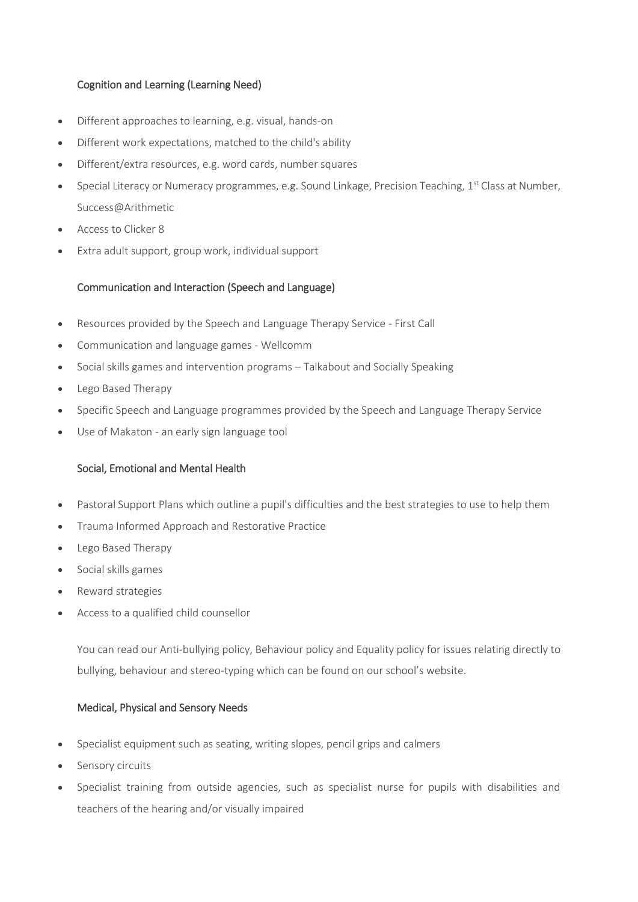### Cognition and Learning (Learning Need)

- Different approaches to learning, e.g. visual, hands-on
- Different work expectations, matched to the child's ability
- Different/extra resources, e.g. word cards, number squares
- Special Literacy or Numeracy programmes, e.g. Sound Linkage, Precision Teaching, 1st Class at Number, Success@Arithmetic
- Access to Clicker 8
- Extra adult support, group work, individual support

### Communication and Interaction (Speech and Language)

- Resources provided by the Speech and Language Therapy Service - First Call
- Communication and language games - Wellcomm
- Social skills games and intervention programs – Talkabout and Socially Speaking
- Lego Based Therapy
- Specific Speech and Language programmes provided by the Speech and Language Therapy Service
- Use of Makaton - an early sign language tool

### Social, Emotional and Mental Health

- Pastoral Support Plans which outline a pupil's difficulties and the best strategies to use to help them
- Trauma Informed Approach and Restorative Practice
- Lego Based Therapy
- Social skills games
- Reward strategies
- Access to a qualified child counsellor

You can read our Anti-bullying policy, Behaviour policy and Equality policy for issues relating directly to bullying, behaviour and stereo-typing which can be found on our school's website.

### Medical, Physical and Sensory Needs

- Specialist equipment such as seating, writing slopes, pencil grips and calmers
- Sensory circuits
- Specialist training from outside agencies, such as specialist nurse for pupils with disabilities and teachers of the hearing and/or visually impaired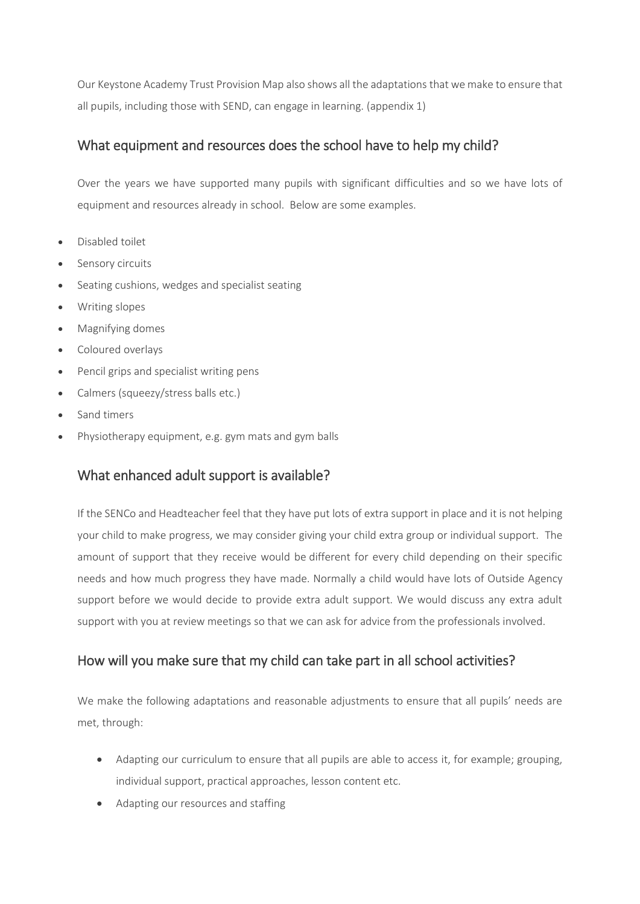Our Keystone Academy Trust Provision Map also shows all the adaptations that we make to ensure that all pupils, including those with SEND, can engage in learning. (appendix 1)

## What equipment and resources does the school have to help my child?

Over the years we have supported many pupils with significant difficulties and so we have lots of equipment and resources already in school. Below are some examples.

- Disabled toilet
- Sensory circuits
- Seating cushions, wedges and specialist seating
- Writing slopes
- Magnifying domes
- Coloured overlays
- Pencil grips and specialist writing pens
- Calmers (squeezy/stress balls etc.)
- Sand timers
- Physiotherapy equipment, e.g. gym mats and gym balls

## What enhanced adult support is available?

If the SENCo and Headteacher feel that they have put lots of extra support in place and it is not helping your child to make progress, we may consider giving your child extra group or individual support. The amount of support that they receive would be different for every child depending on their specific needs and how much progress they have made. Normally a child would have lots of Outside Agency support before we would decide to provide extra adult support. We would discuss any extra adult support with you at review meetings so that we can ask for advice from the professionals involved.

## How will you make sure that my child can take part in all school activities?

We make the following adaptations and reasonable adjustments to ensure that all pupils' needs are met, through:

- Adapting our curriculum to ensure that all pupils are able to access it, for example; grouping, individual support, practical approaches, lesson content etc.
- Adapting our resources and staffing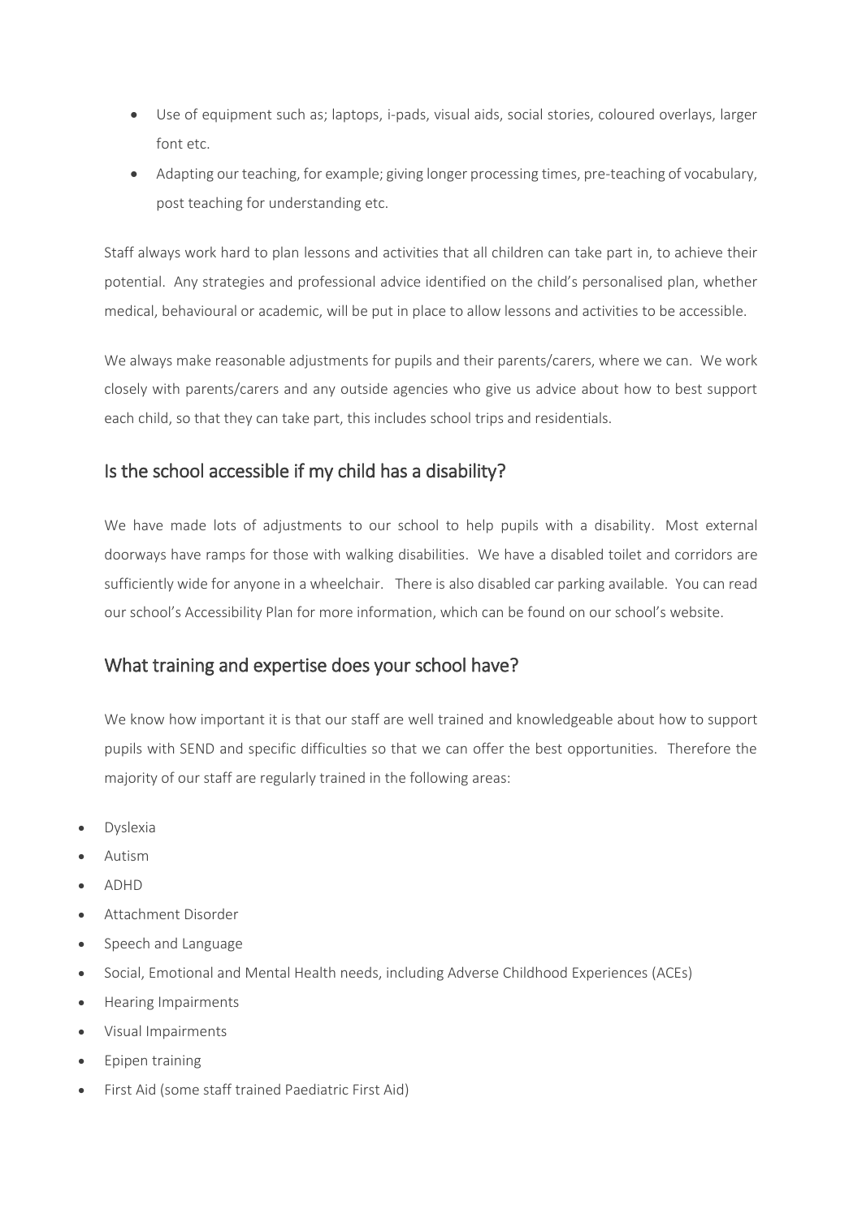- Use of equipment such as; laptops, i-pads, visual aids, social stories, coloured overlays, larger font etc.
- Adapting our teaching, for example; giving longer processing times, pre-teaching of vocabulary, post teaching for understanding etc.

Staff always work hard to plan lessons and activities that all children can take part in, to achieve their potential. Any strategies and professional advice identified on the child's personalised plan, whether medical, behavioural or academic, will be put in place to allow lessons and activities to be accessible.

We always make reasonable adjustments for pupils and their parents/carers, where we can. We work closely with parents/carers and any outside agencies who give us advice about how to best support each child, so that they can take part, this includes school trips and residentials.

## Is the school accessible if my child has a disability?

We have made lots of adjustments to our school to help pupils with a disability. Most external doorways have ramps for those with walking disabilities. We have a disabled toilet and corridors are sufficiently wide for anyone in a wheelchair. There is also disabled car parking available. You can read our school's Accessibility Plan for more information, which can be found on our school's website.

## What training and expertise does your school have?

We know how important it is that our staff are well trained and knowledgeable about how to support pupils with SEND and specific difficulties so that we can offer the best opportunities. Therefore the majority of our staff are regularly trained in the following areas:

- Dyslexia
- Autism
- ADHD
- Attachment Disorder
- Speech and Language
- Social, Emotional and Mental Health needs, including Adverse Childhood Experiences (ACEs)
- Hearing Impairments
- Visual Impairments
- Epipen training
- First Aid (some staff trained Paediatric First Aid)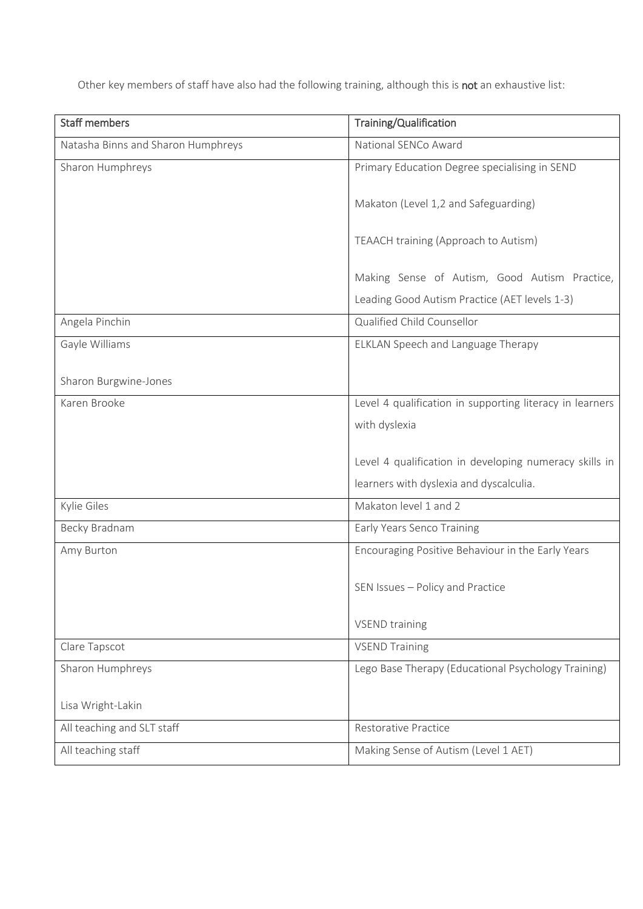Other key members of staff have also had the following training, although this is **not** an exhaustive list:

| Staff members | Training/Qualification |
| --- | --- |
| Natasha Binns and Sharon Humphreys | National SENCo Award |
| Sharon Humphreys | Primary Education Degree specialising in SEND<br><br>Makaton (Level 1,2 and Safeguarding)<br><br>TEAACH training (Approach to Autism)<br><br>Making Sense of Autism, Good Autism Practice, Leading Good Autism Practice (AET levels 1-3) |
| Angela Pinchin | Qualified Child Counsellor |
| Gayle Williams<br><br>Sharon Burgwine-Jones | ELKLAN Speech and Language Therapy |
| Karen Brooke | Level 4 qualification in supporting literacy in learners with dyslexia<br><br>Level 4 qualification in developing numeracy skills in learners with dyslexia and dyscalculia. |
| Kylie Giles | Makaton level 1 and 2 |
| Becky Bradnam | Early Years Senco Training |
| Amy Burton | Encouraging Positive Behaviour in the Early Years<br><br>SEN Issues – Policy and Practice<br><br>VSEND training |
| Clare Tapscot | VSEND Training |
| Sharon Humphreys<br><br>Lisa Wright-Lakin | Lego Base Therapy (Educational Psychology Training) |
| All teaching and SLT staff | Restorative Practice |
| All teaching staff | Making Sense of Autism (Level 1 AET) |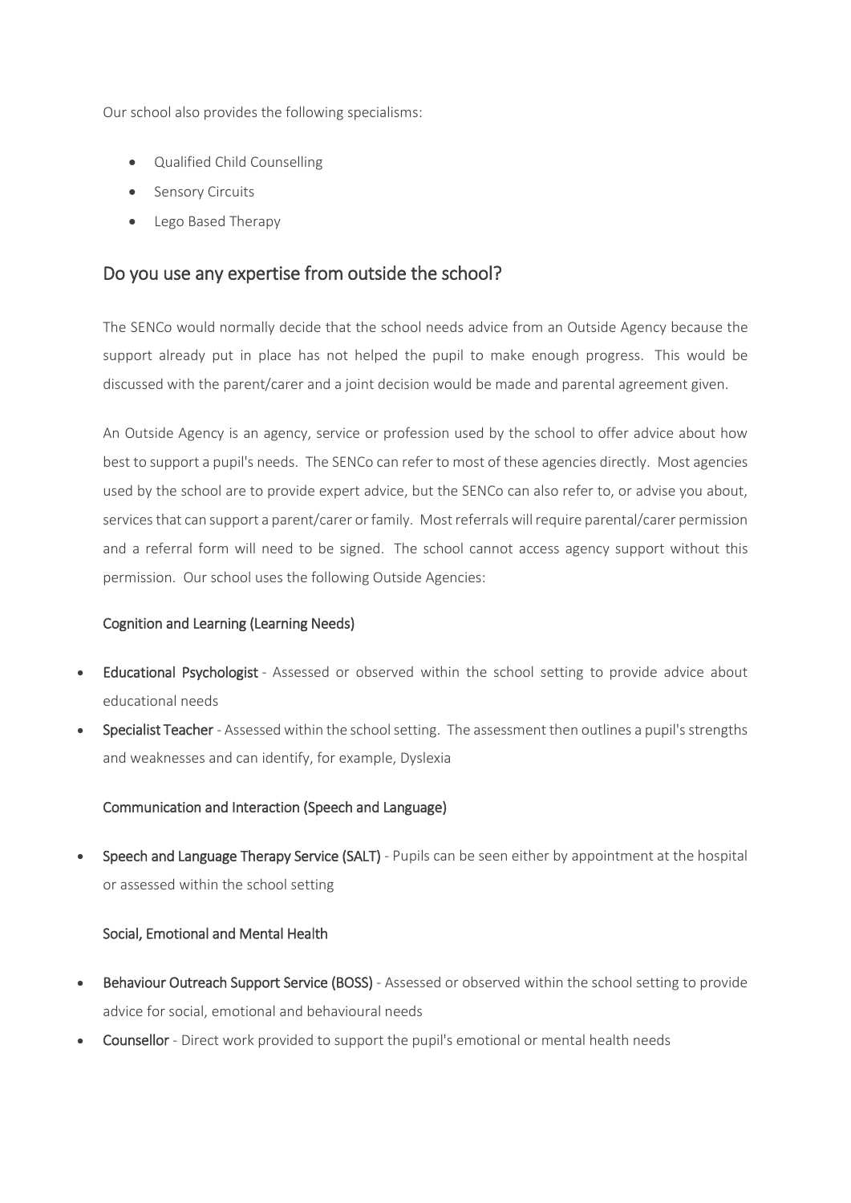Our school also provides the following specialisms:

- Qualified Child Counselling
- Sensory Circuits
- Lego Based Therapy

## Do you use any expertise from outside the school?

The SENCo would normally decide that the school needs advice from an Outside Agency because the support already put in place has not helped the pupil to make enough progress. This would be discussed with the parent/carer and a joint decision would be made and parental agreement given.

An Outside Agency is an agency, service or profession used by the school to offer advice about how best to support a pupil's needs. The SENCo can refer to most of these agencies directly. Most agencies used by the school are to provide expert advice, but the SENCo can also refer to, or advise you about, services that can support a parent/carer or family. Most referrals will require parental/carer permission and a referral form will need to be signed. The school cannot access agency support without this permission. Our school uses the following Outside Agencies:

### Cognition and Learning (Learning Needs)

- **Educational Psychologist** - Assessed or observed within the school setting to provide advice about educational needs
- **Specialist Teacher** - Assessed within the school setting. The assessment then outlines a pupil's strengths and weaknesses and can identify, for example, Dyslexia

### Communication and Interaction (Speech and Language)

- **Speech and Language Therapy Service (SALT)** - Pupils can be seen either by appointment at the hospital or assessed within the school setting

### Social, Emotional and Mental Health

- **Behaviour Outreach Support Service (BOSS)** - Assessed or observed within the school setting to provide advice for social, emotional and behavioural needs
- **Counsellor** - Direct work provided to support the pupil's emotional or mental health needs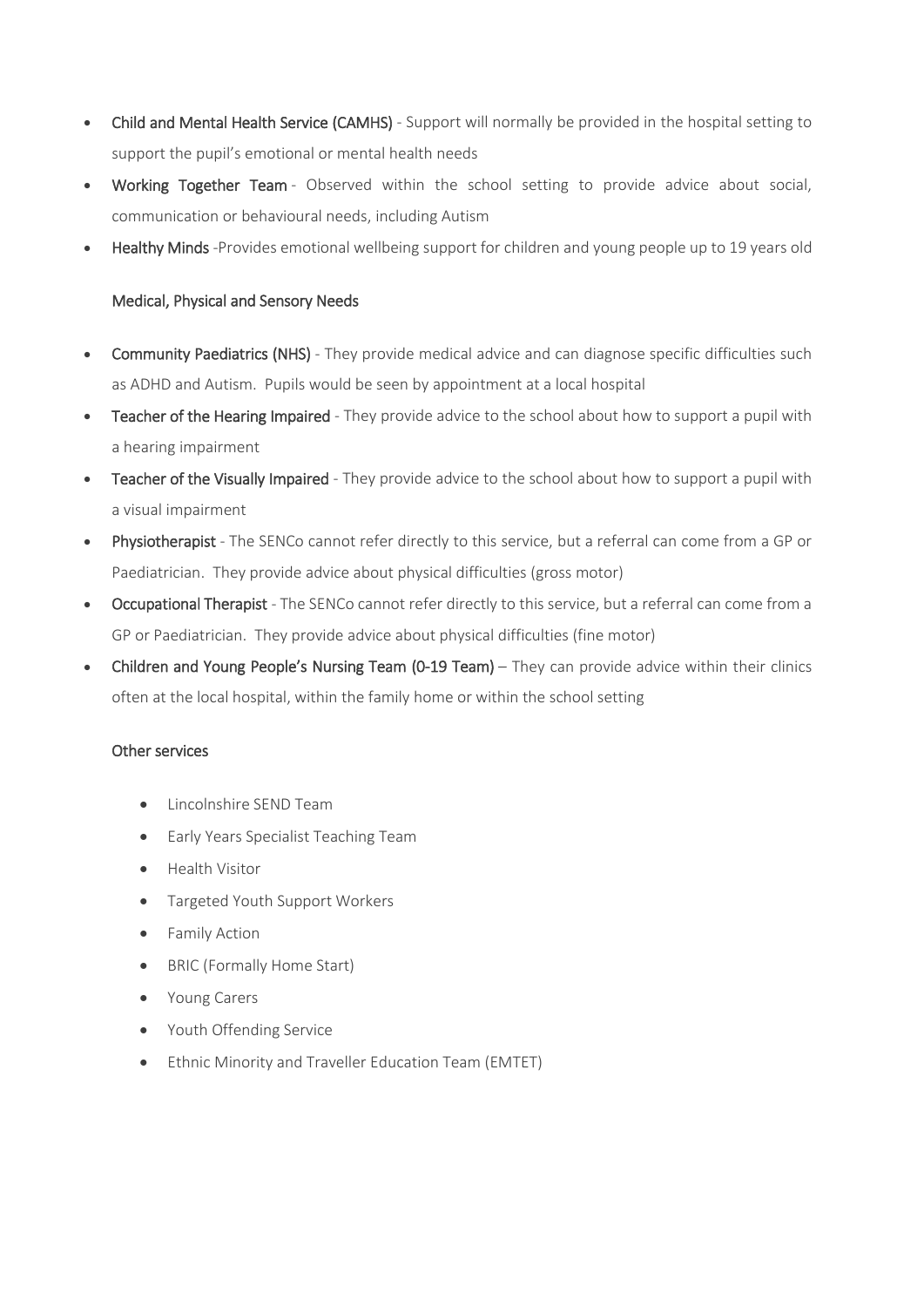- **Child and Mental Health Service (CAMHS)** - Support will normally be provided in the hospital setting to support the pupil's emotional or mental health needs
- **Working Together Team** - Observed within the school setting to provide advice about social, communication or behavioural needs, including Autism
- **Healthy Minds** -Provides emotional wellbeing support for children and young people up to 19 years old

### Medical, Physical and Sensory Needs

- **Community Paediatrics (NHS)** - They provide medical advice and can diagnose specific difficulties such as ADHD and Autism. Pupils would be seen by appointment at a local hospital
- **Teacher of the Hearing Impaired** - They provide advice to the school about how to support a pupil with a hearing impairment
- **Teacher of the Visually Impaired** - They provide advice to the school about how to support a pupil with a visual impairment
- **Physiotherapist** - The SENCo cannot refer directly to this service, but a referral can come from a GP or Paediatrician. They provide advice about physical difficulties (gross motor)
- **Occupational Therapist** - The SENCo cannot refer directly to this service, but a referral can come from a GP or Paediatrician. They provide advice about physical difficulties (fine motor)
- **Children and Young People's Nursing Team (0-19 Team)** – They can provide advice within their clinics often at the local hospital, within the family home or within the school setting

### Other services

- Lincolnshire SEND Team
- Early Years Specialist Teaching Team
- Health Visitor
- Targeted Youth Support Workers
- Family Action
- BRIC (Formally Home Start)
- Young Carers
- Youth Offending Service
- Ethnic Minority and Traveller Education Team (EMTET)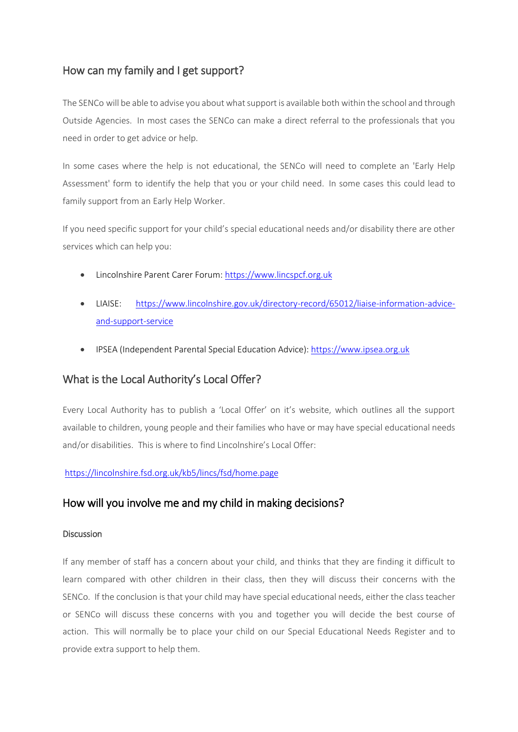## How can my family and I get support?

The SENCo will be able to advise you about what support is available both within the school and through Outside Agencies. In most cases the SENCo can make a direct referral to the professionals that you need in order to get advice or help.

In some cases where the help is not educational, the SENCo will need to complete an 'Early Help Assessment' form to identify the help that you or your child need. In some cases this could lead to family support from an Early Help Worker.

If you need specific support for your child's special educational needs and/or disability there are other services which can help you:

- Lincolnshire Parent Carer Forum: https://www.lincspcf.org.uk
- LIAISE: https://www.lincolnshire.gov.uk/directory-record/65012/liaise-information-advice-and-support-service
- IPSEA (Independent Parental Special Education Advice): https://www.ipsea.org.uk

## What is the Local Authority's Local Offer?

Every Local Authority has to publish a 'Local Offer' on it's website, which outlines all the support available to children, young people and their families who have or may have special educational needs and/or disabilities. This is where to find Lincolnshire's Local Offer:

https://lincolnshire.fsd.org.uk/kb5/lincs/fsd/home.page

## How will you involve me and my child in making decisions?

### Discussion

If any member of staff has a concern about your child, and thinks that they are finding it difficult to learn compared with other children in their class, then they will discuss their concerns with the SENCo. If the conclusion is that your child may have special educational needs, either the class teacher or SENCo will discuss these concerns with you and together you will decide the best course of action. This will normally be to place your child on our Special Educational Needs Register and to provide extra support to help them.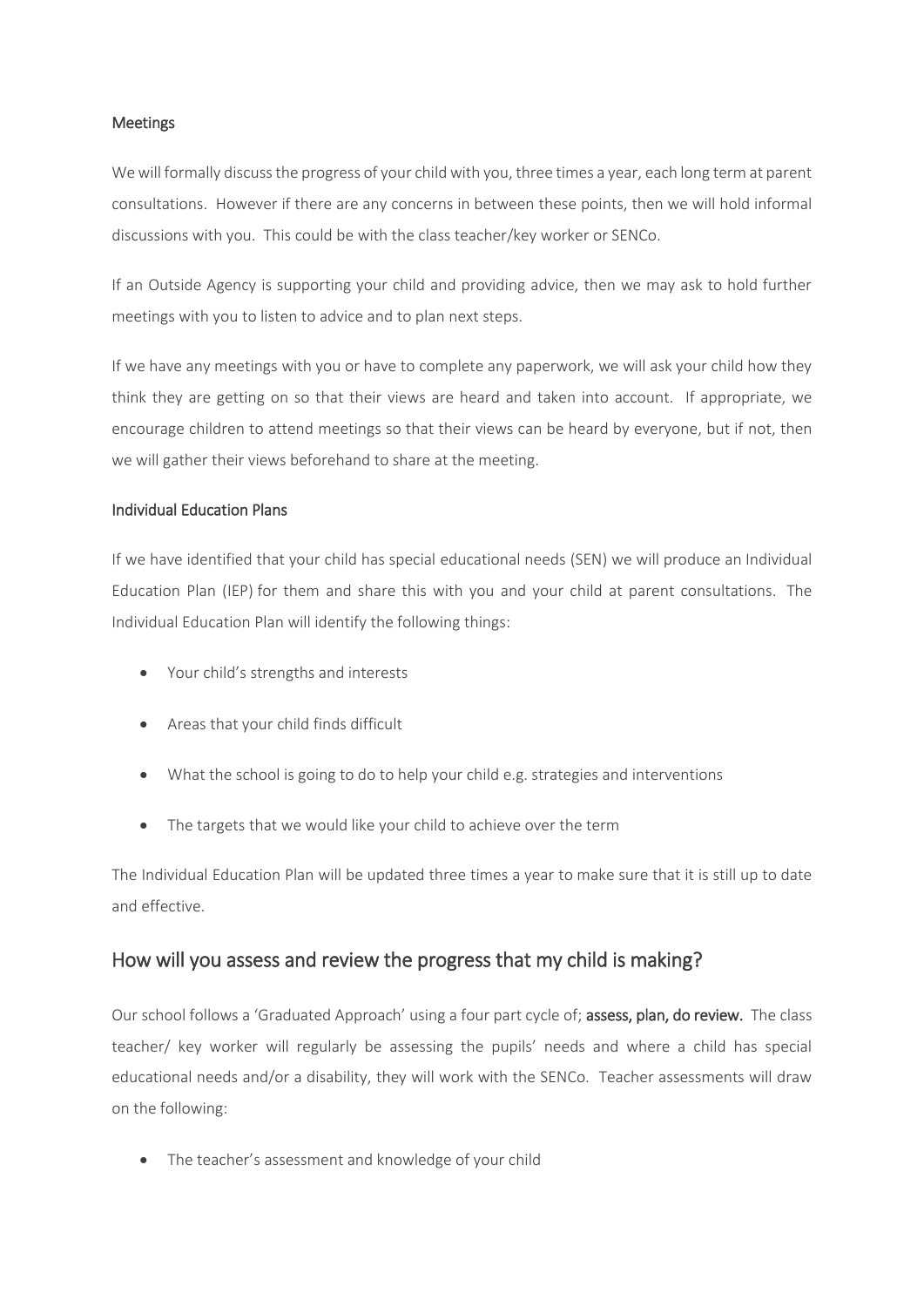### Meetings

We will formally discuss the progress of your child with you, three times a year, each long term at parent consultations. However if there are any concerns in between these points, then we will hold informal discussions with you. This could be with the class teacher/key worker or SENCo.

If an Outside Agency is supporting your child and providing advice, then we may ask to hold further meetings with you to listen to advice and to plan next steps.

If we have any meetings with you or have to complete any paperwork, we will ask your child how they think they are getting on so that their views are heard and taken into account. If appropriate, we encourage children to attend meetings so that their views can be heard by everyone, but if not, then we will gather their views beforehand to share at the meeting.

### Individual Education Plans

If we have identified that your child has special educational needs (SEN) we will produce an Individual Education Plan (IEP) for them and share this with you and your child at parent consultations. The Individual Education Plan will identify the following things:

- Your child's strengths and interests
- Areas that your child finds difficult
- What the school is going to do to help your child e.g. strategies and interventions
- The targets that we would like your child to achieve over the term

The Individual Education Plan will be updated three times a year to make sure that it is still up to date and effective.

## How will you assess and review the progress that my child is making?

Our school follows a 'Graduated Approach' using a four part cycle of; **assess, plan, do review.** The class teacher/ key worker will regularly be assessing the pupils' needs and where a child has special educational needs and/or a disability, they will work with the SENCo. Teacher assessments will draw on the following:

- The teacher's assessment and knowledge of your child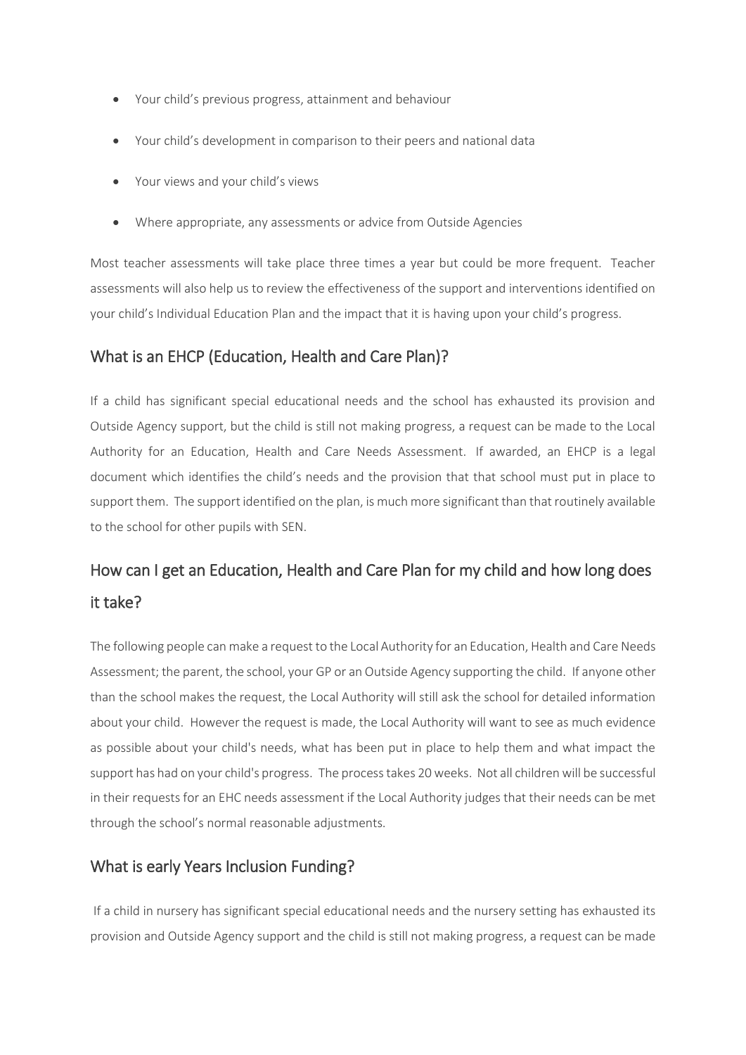- Your child's previous progress, attainment and behaviour
- Your child's development in comparison to their peers and national data
- Your views and your child's views
- Where appropriate, any assessments or advice from Outside Agencies

Most teacher assessments will take place three times a year but could be more frequent. Teacher assessments will also help us to review the effectiveness of the support and interventions identified on your child's Individual Education Plan and the impact that it is having upon your child's progress.

## What is an EHCP (Education, Health and Care Plan)?

If a child has significant special educational needs and the school has exhausted its provision and Outside Agency support, but the child is still not making progress, a request can be made to the Local Authority for an Education, Health and Care Needs Assessment. If awarded, an EHCP is a legal document which identifies the child's needs and the provision that that school must put in place to support them. The support identified on the plan, is much more significant than that routinely available to the school for other pupils with SEN.

## How can I get an Education, Health and Care Plan for my child and how long does it take?

The following people can make a request to the Local Authority for an Education, Health and Care Needs Assessment; the parent, the school, your GP or an Outside Agency supporting the child. If anyone other than the school makes the request, the Local Authority will still ask the school for detailed information about your child. However the request is made, the Local Authority will want to see as much evidence as possible about your child's needs, what has been put in place to help them and what impact the support has had on your child's progress. The process takes 20 weeks. Not all children will be successful in their requests for an EHC needs assessment if the Local Authority judges that their needs can be met through the school's normal reasonable adjustments.

## What is early Years Inclusion Funding?

If a child in nursery has significant special educational needs and the nursery setting has exhausted its provision and Outside Agency support and the child is still not making progress, a request can be made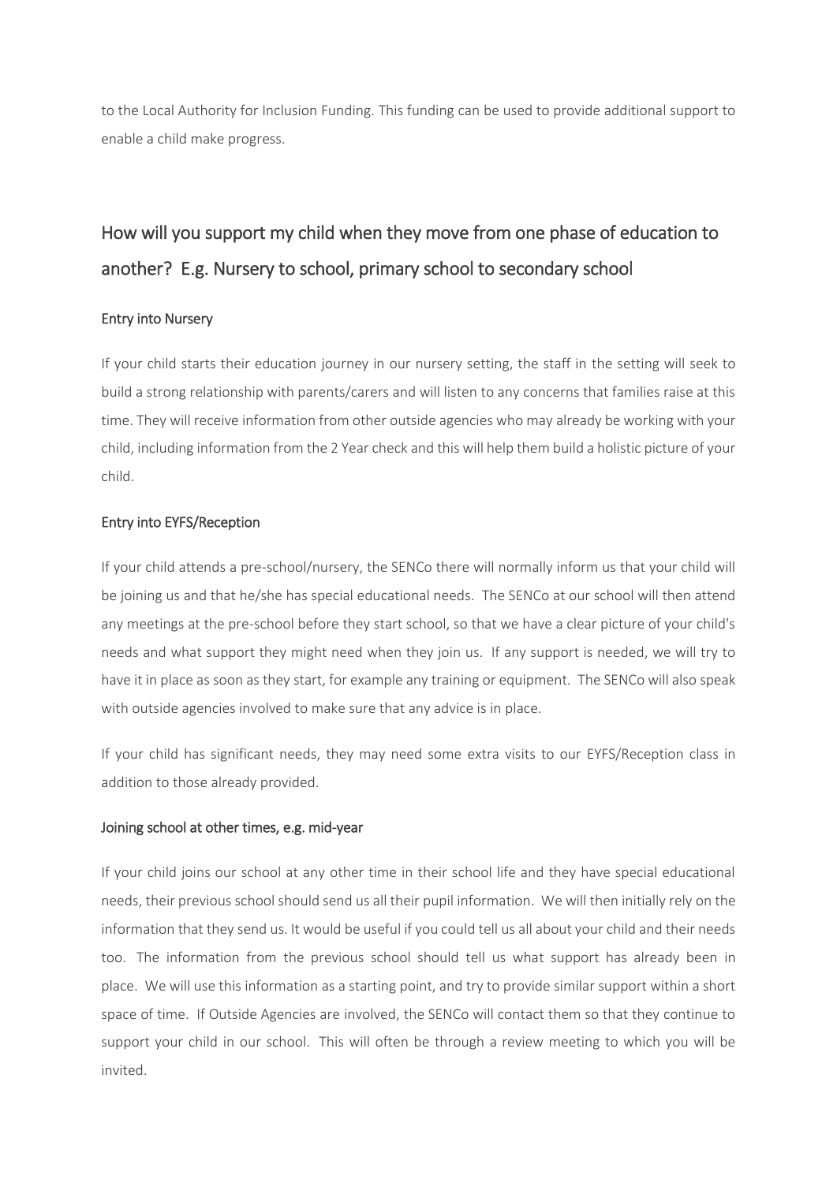to the Local Authority for Inclusion Funding. This funding can be used to provide additional support to enable a child make progress.

## How will you support my child when they move from one phase of education to another? E.g. Nursery to school, primary school to secondary school

### Entry into Nursery

If your child starts their education journey in our nursery setting, the staff in the setting will seek to build a strong relationship with parents/carers and will listen to any concerns that families raise at this time. They will receive information from other outside agencies who may already be working with your child, including information from the 2 Year check and this will help them build a holistic picture of your child.

### Entry into EYFS/Reception

If your child attends a pre-school/nursery, the SENCo there will normally inform us that your child will be joining us and that he/she has special educational needs. The SENCo at our school will then attend any meetings at the pre-school before they start school, so that we have a clear picture of your child's needs and what support they might need when they join us. If any support is needed, we will try to have it in place as soon as they start, for example any training or equipment. The SENCo will also speak with outside agencies involved to make sure that any advice is in place.

If your child has significant needs, they may need some extra visits to our EYFS/Reception class in addition to those already provided.

### Joining school at other times, e.g. mid-year

If your child joins our school at any other time in their school life and they have special educational needs, their previous school should send us all their pupil information. We will then initially rely on the information that they send us. It would be useful if you could tell us all about your child and their needs too. The information from the previous school should tell us what support has already been in place. We will use this information as a starting point, and try to provide similar support within a short space of time. If Outside Agencies are involved, the SENCo will contact them so that they continue to support your child in our school. This will often be through a review meeting to which you will be invited.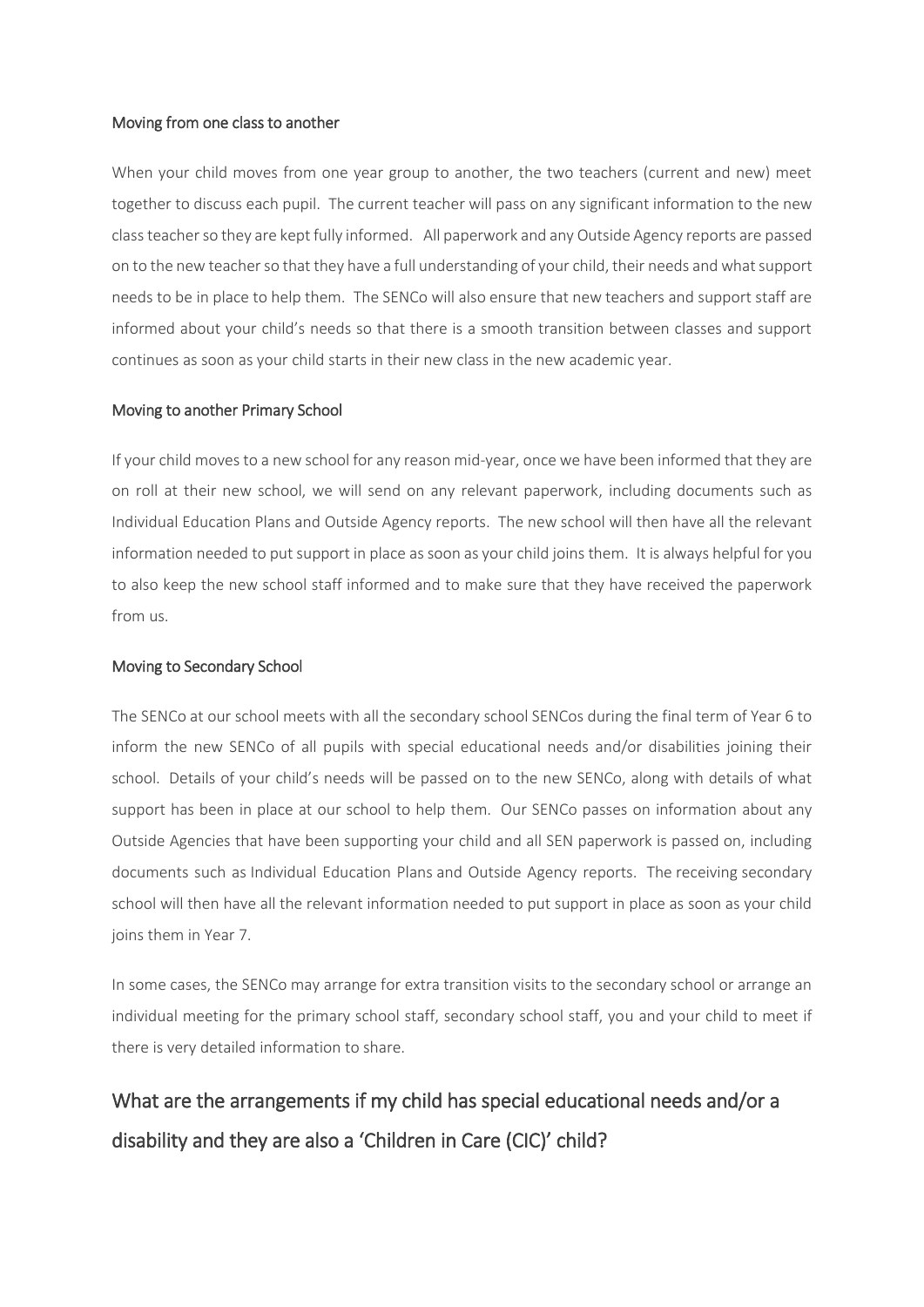### Moving from one class to another

When your child moves from one year group to another, the two teachers (current and new) meet together to discuss each pupil. The current teacher will pass on any significant information to the new class teacher so they are kept fully informed. All paperwork and any Outside Agency reports are passed on to the new teacher so that they have a full understanding of your child, their needs and what support needs to be in place to help them. The SENCo will also ensure that new teachers and support staff are informed about your child's needs so that there is a smooth transition between classes and support continues as soon as your child starts in their new class in the new academic year.

### Moving to another Primary School

If your child moves to a new school for any reason mid-year, once we have been informed that they are on roll at their new school, we will send on any relevant paperwork, including documents such as Individual Education Plans and Outside Agency reports. The new school will then have all the relevant information needed to put support in place as soon as your child joins them. It is always helpful for you to also keep the new school staff informed and to make sure that they have received the paperwork from us.

### Moving to Secondary School

The SENCo at our school meets with all the secondary school SENCos during the final term of Year 6 to inform the new SENCo of all pupils with special educational needs and/or disabilities joining their school. Details of your child's needs will be passed on to the new SENCo, along with details of what support has been in place at our school to help them. Our SENCo passes on information about any Outside Agencies that have been supporting your child and all SEN paperwork is passed on, including documents such as Individual Education Plans and Outside Agency reports. The receiving secondary school will then have all the relevant information needed to put support in place as soon as your child joins them in Year 7.

In some cases, the SENCo may arrange for extra transition visits to the secondary school or arrange an individual meeting for the primary school staff, secondary school staff, you and your child to meet if there is very detailed information to share.

## What are the arrangements if my child has special educational needs and/or a disability and they are also a 'Children in Care (CIC)' child?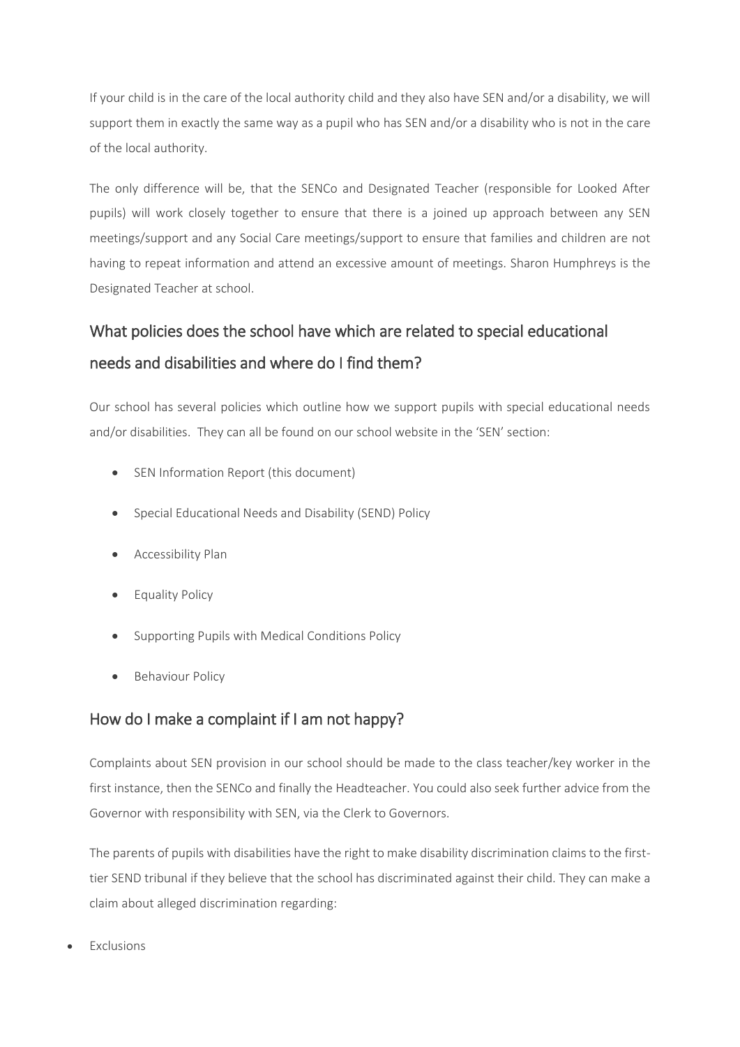If your child is in the care of the local authority child and they also have SEN and/or a disability, we will support them in exactly the same way as a pupil who has SEN and/or a disability who is not in the care of the local authority.

The only difference will be, that the SENCo and Designated Teacher (responsible for Looked After pupils) will work closely together to ensure that there is a joined up approach between any SEN meetings/support and any Social Care meetings/support to ensure that families and children are not having to repeat information and attend an excessive amount of meetings. Sharon Humphreys is the Designated Teacher at school.

## What policies does the school have which are related to special educational needs and disabilities and where do I find them?

Our school has several policies which outline how we support pupils with special educational needs and/or disabilities. They can all be found on our school website in the 'SEN' section:

- SEN Information Report (this document)
- Special Educational Needs and Disability (SEND) Policy
- Accessibility Plan
- Equality Policy
- Supporting Pupils with Medical Conditions Policy
- Behaviour Policy

## How do I make a complaint if I am not happy?

Complaints about SEN provision in our school should be made to the class teacher/key worker in the first instance, then the SENCo and finally the Headteacher. You could also seek further advice from the Governor with responsibility with SEN, via the Clerk to Governors.

The parents of pupils with disabilities have the right to make disability discrimination claims to the first-tier SEND tribunal if they believe that the school has discriminated against their child. They can make a claim about alleged discrimination regarding:

- Exclusions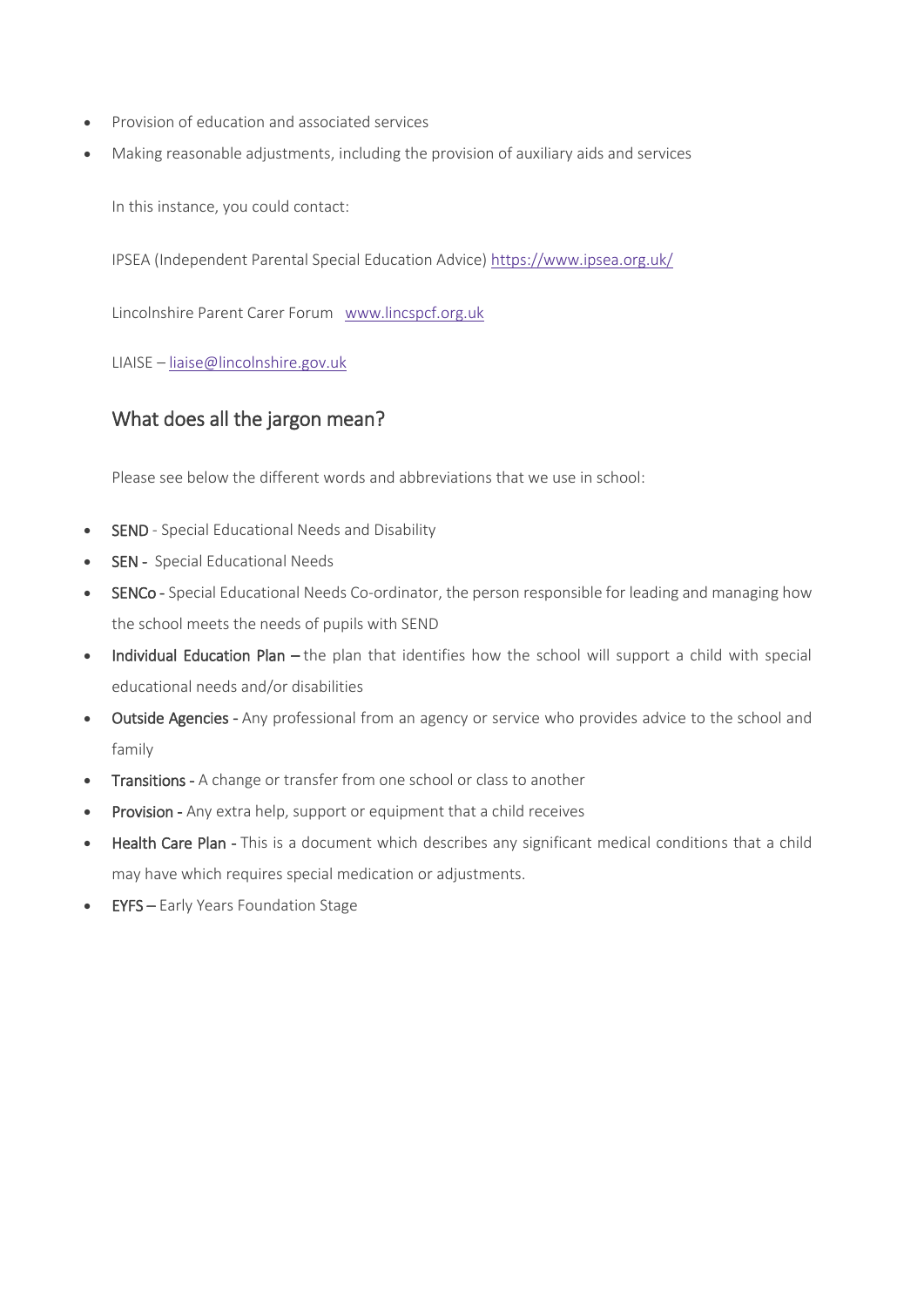- Provision of education and associated services
- Making reasonable adjustments, including the provision of auxiliary aids and services

In this instance, you could contact:

IPSEA (Independent Parental Special Education Advice) https://www.ipsea.org.uk/

Lincolnshire Parent Carer Forum www.lincspcf.org.uk

LIAISE – liaise@lincolnshire.gov.uk

## What does all the jargon mean?

Please see below the different words and abbreviations that we use in school:

- **SEND** - Special Educational Needs and Disability
- **SEN** - Special Educational Needs
- **SENCo** - Special Educational Needs Co-ordinator, the person responsible for leading and managing how the school meets the needs of pupils with SEND
- **Individual Education Plan** – the plan that identifies how the school will support a child with special educational needs and/or disabilities
- **Outside Agencies** - Any professional from an agency or service who provides advice to the school and family
- **Transitions** - A change or transfer from one school or class to another
- **Provision** - Any extra help, support or equipment that a child receives
- **Health Care Plan** - This is a document which describes any significant medical conditions that a child may have which requires special medication or adjustments.
- **EYFS** – Early Years Foundation Stage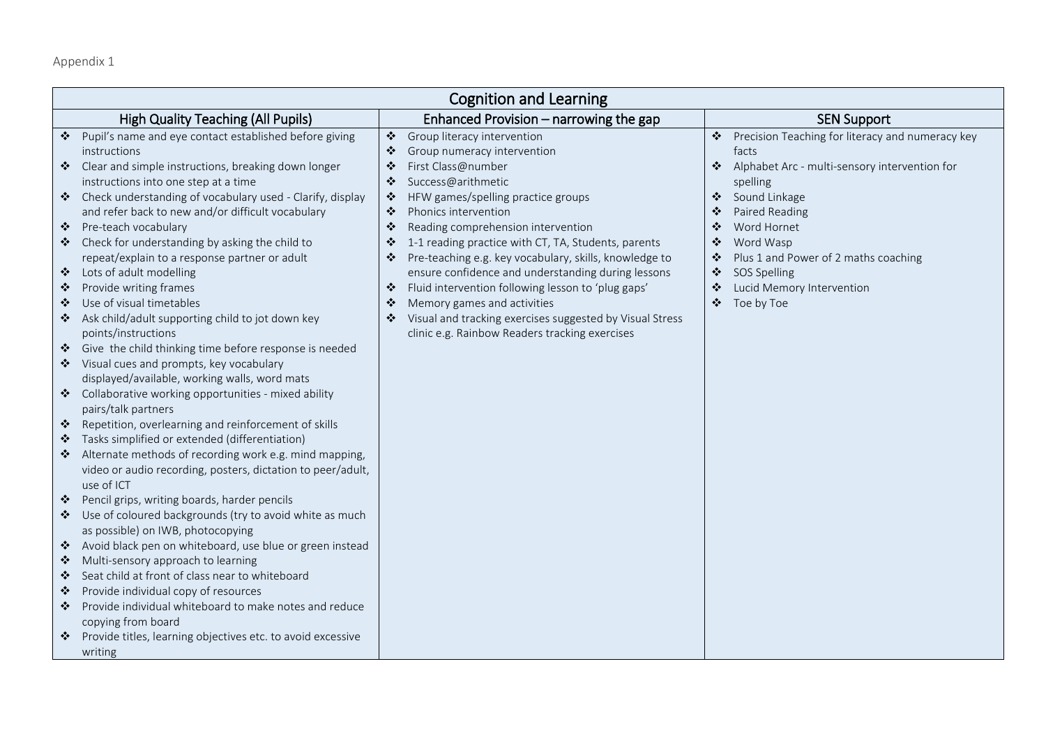Appendix 1

| Cognition and Learning | | |
|---|---|---|
| **High Quality Teaching (All Pupils)** | **Enhanced Provision – narrowing the gap** | **SEN Support** |
| ❖ Pupil's name and eye contact established before giving instructions<br>❖ Clear and simple instructions, breaking down longer instructions into one step at a time<br>❖ Check understanding of vocabulary used - Clarify, display and refer back to new and/or difficult vocabulary<br>❖ Pre-teach vocabulary<br>❖ Check for understanding by asking the child to repeat/explain to a response partner or adult<br>❖ Lots of adult modelling<br>❖ Provide writing frames<br>❖ Use of visual timetables<br>❖ Ask child/adult supporting child to jot down key points/instructions<br>❖ Give the child thinking time before response is needed<br>❖ Visual cues and prompts, key vocabulary displayed/available, working walls, word mats<br>❖ Collaborative working opportunities - mixed ability pairs/talk partners<br>❖ Repetition, overlearning and reinforcement of skills<br>❖ Tasks simplified or extended (differentiation)<br>❖ Alternate methods of recording work e.g. mind mapping, video or audio recording, posters, dictation to peer/adult, use of ICT<br>❖ Pencil grips, writing boards, harder pencils<br>❖ Use of coloured backgrounds (try to avoid white as much as possible) on IWB, photocopying<br>❖ Avoid black pen on whiteboard, use blue or green instead<br>❖ Multi-sensory approach to learning<br>❖ Seat child at front of class near to whiteboard<br>❖ Provide individual copy of resources<br>❖ Provide individual whiteboard to make notes and reduce copying from board<br>❖ Provide titles, learning objectives etc. to avoid excessive writing | ❖ Group literacy intervention<br>❖ Group numeracy intervention<br>❖ First Class@number<br>❖ Success@arithmetic<br>❖ HFW games/spelling practice groups<br>❖ Phonics intervention<br>❖ Reading comprehension intervention<br>❖ 1-1 reading practice with CT, TA, Students, parents<br>❖ Pre-teaching e.g. key vocabulary, skills, knowledge to ensure confidence and understanding during lessons<br>❖ Fluid intervention following lesson to 'plug gaps'<br>❖ Memory games and activities<br>❖ Visual and tracking exercises suggested by Visual Stress clinic e.g. Rainbow Readers tracking exercises | ❖ Precision Teaching for literacy and numeracy key facts<br>❖ Alphabet Arc - multi-sensory intervention for spelling<br>❖ Sound Linkage<br>❖ Paired Reading<br>❖ Word Hornet<br>❖ Word Wasp<br>❖ Plus 1 and Power of 2 maths coaching<br>❖ SOS Spelling<br>❖ Lucid Memory Intervention<br>❖ Toe by Toe |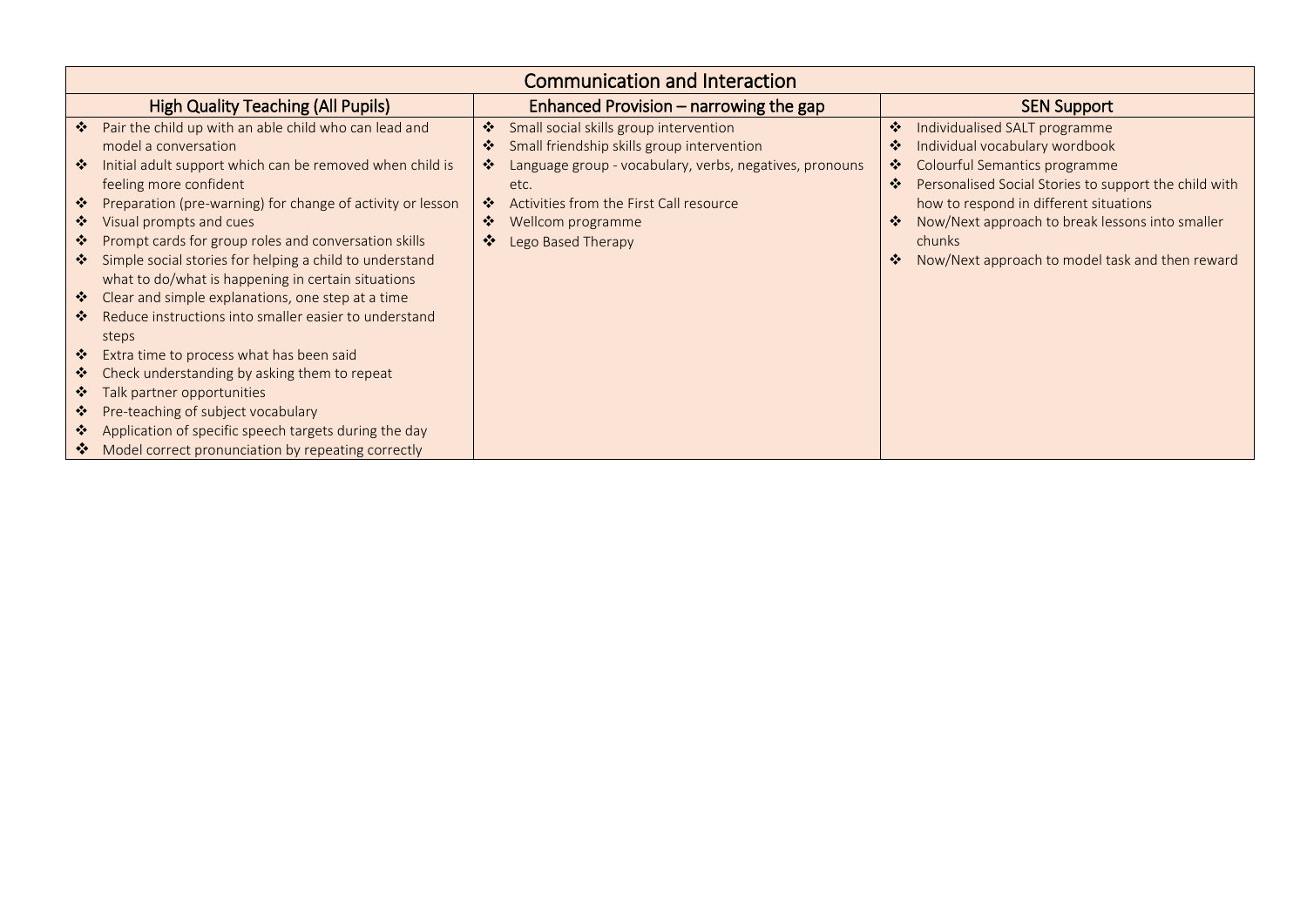| Communication and Interaction | | |
|---|---|---|
| **High Quality Teaching (All Pupils)** | **Enhanced Provision – narrowing the gap** | **SEN Support** |
| ❖ Pair the child up with an able child who can lead and model a conversation<br>❖ Initial adult support which can be removed when child is feeling more confident<br>❖ Preparation (pre-warning) for change of activity or lesson<br>❖ Visual prompts and cues<br>❖ Prompt cards for group roles and conversation skills<br>❖ Simple social stories for helping a child to understand what to do/what is happening in certain situations<br>❖ Clear and simple explanations, one step at a time<br>❖ Reduce instructions into smaller easier to understand steps<br>❖ Extra time to process what has been said<br>❖ Check understanding by asking them to repeat<br>❖ Talk partner opportunities<br>❖ Pre-teaching of subject vocabulary<br>❖ Application of specific speech targets during the day<br>❖ Model correct pronunciation by repeating correctly | ❖ Small social skills group intervention<br>❖ Small friendship skills group intervention<br>❖ Language group - vocabulary, verbs, negatives, pronouns etc.<br>❖ Activities from the First Call resource<br>❖ Wellcom programme<br>❖ Lego Based Therapy | ❖ Individualised SALT programme<br>❖ Individual vocabulary wordbook<br>❖ Colourful Semantics programme<br>❖ Personalised Social Stories to support the child with how to respond in different situations<br>❖ Now/Next approach to break lessons into smaller chunks<br>❖ Now/Next approach to model task and then reward |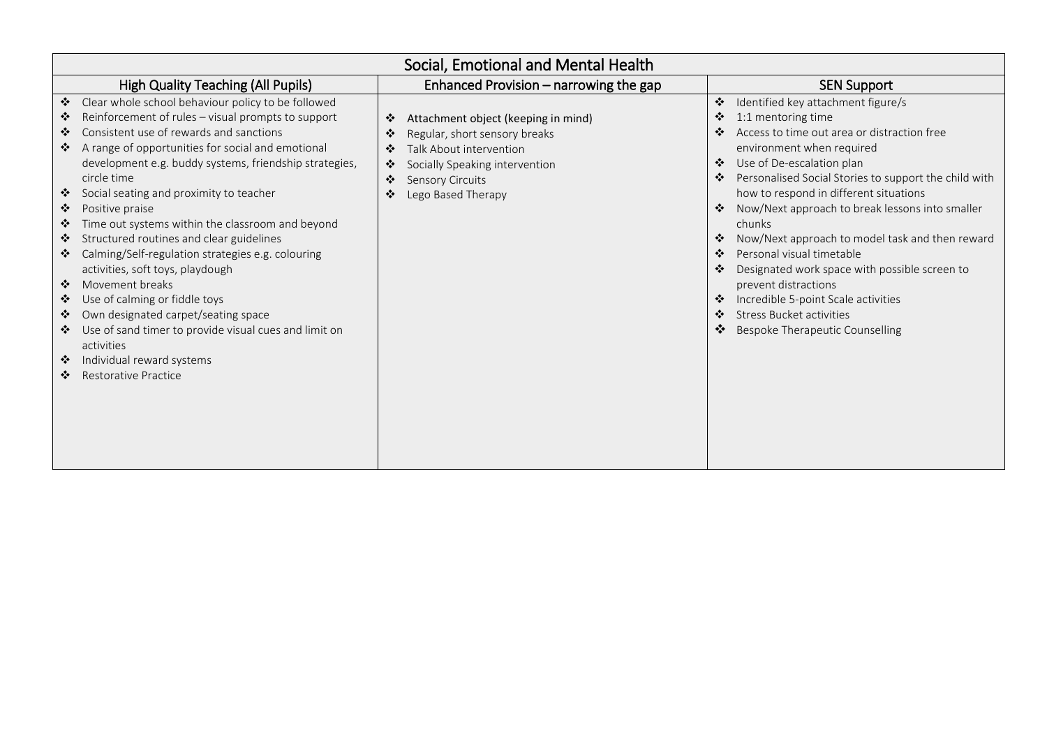| Social, Emotional and Mental Health | | |
|---|---|---|
| **High Quality Teaching (All Pupils)** | **Enhanced Provision – narrowing the gap** | **SEN Support** |
| ❖ Clear whole school behaviour policy to be followed<br>❖ Reinforcement of rules – visual prompts to support<br>❖ Consistent use of rewards and sanctions<br>❖ A range of opportunities for social and emotional development e.g. buddy systems, friendship strategies, circle time<br>❖ Social seating and proximity to teacher<br>❖ Positive praise<br>❖ Time out systems within the classroom and beyond<br>❖ Structured routines and clear guidelines<br>❖ Calming/Self-regulation strategies e.g. colouring activities, soft toys, playdough<br>❖ Movement breaks<br>❖ Use of calming or fiddle toys<br>❖ Own designated carpet/seating space<br>❖ Use of sand timer to provide visual cues and limit on activities<br>❖ Individual reward systems<br>❖ Restorative Practice | ❖ Attachment object (keeping in mind)<br>❖ Regular, short sensory breaks<br>❖ Talk About intervention<br>❖ Socially Speaking intervention<br>❖ Sensory Circuits<br>❖ Lego Based Therapy | ❖ Identified key attachment figure/s<br>❖ 1:1 mentoring time<br>❖ Access to time out area or distraction free environment when required<br>❖ Use of De-escalation plan<br>❖ Personalised Social Stories to support the child with how to respond in different situations<br>❖ Now/Next approach to break lessons into smaller chunks<br>❖ Now/Next approach to model task and then reward<br>❖ Personal visual timetable<br>❖ Designated work space with possible screen to prevent distractions<br>❖ Incredible 5-point Scale activities<br>❖ Stress Bucket activities<br>❖ Bespoke Therapeutic Counselling |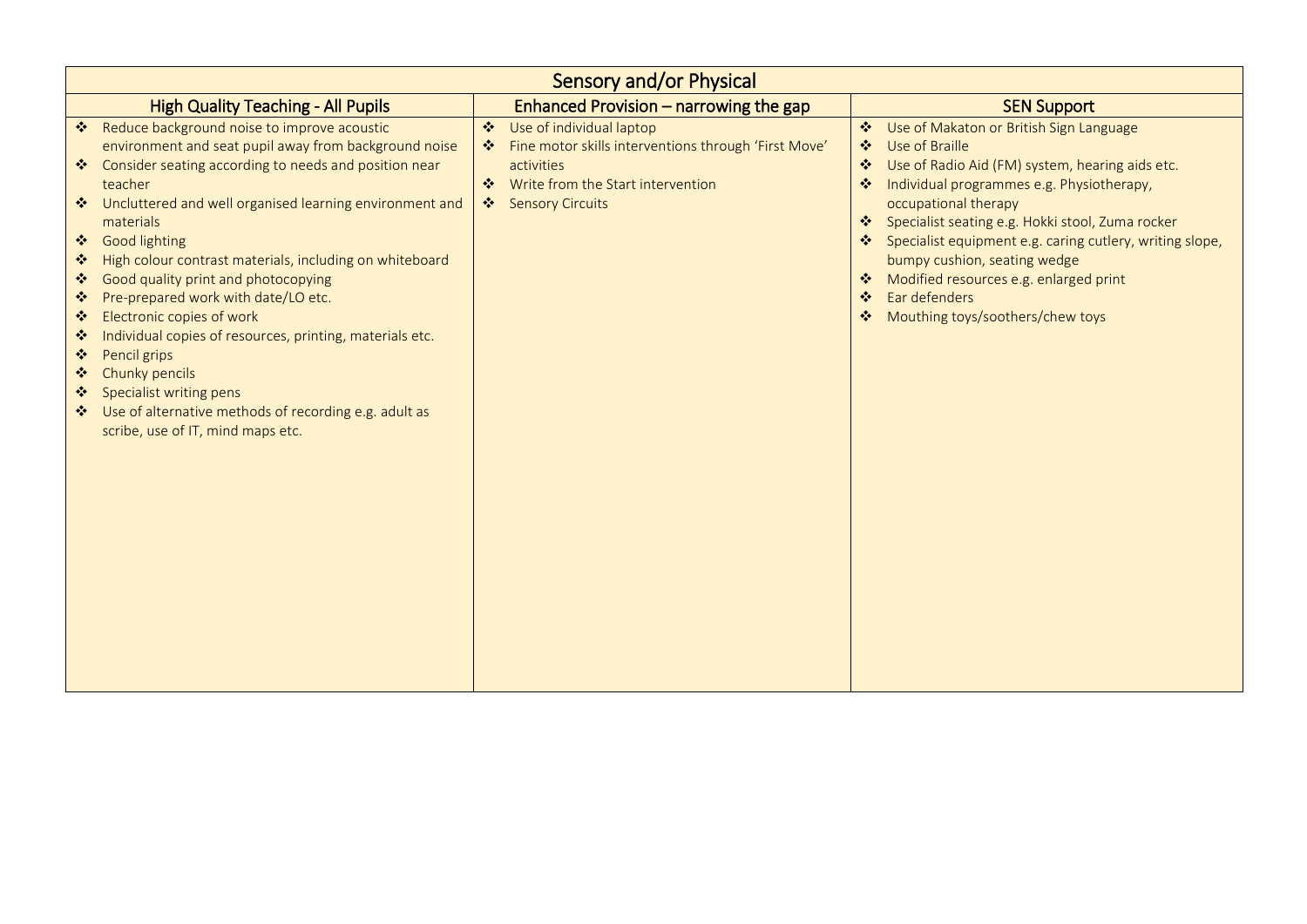## Sensory and/or Physical

| High Quality Teaching - All Pupils | Enhanced Provision – narrowing the gap | SEN Support |
|---|---|---|
| ❖ Reduce background noise to improve acoustic environment and seat pupil away from background noise<br>❖ Consider seating according to needs and position near teacher<br>❖ Uncluttered and well organised learning environment and materials<br>❖ Good lighting<br>❖ High colour contrast materials, including on whiteboard<br>❖ Good quality print and photocopying<br>❖ Pre-prepared work with date/LO etc.<br>❖ Electronic copies of work<br>❖ Individual copies of resources, printing, materials etc.<br>❖ Pencil grips<br>❖ Chunky pencils<br>❖ Specialist writing pens<br>❖ Use of alternative methods of recording e.g. adult as scribe, use of IT, mind maps etc. | ❖ Use of individual laptop<br>❖ Fine motor skills interventions through 'First Move' activities<br>❖ Write from the Start intervention<br>❖ Sensory Circuits | ❖ Use of Makaton or British Sign Language<br>❖ Use of Braille<br>❖ Use of Radio Aid (FM) system, hearing aids etc.<br>❖ Individual programmes e.g. Physiotherapy, occupational therapy<br>❖ Specialist seating e.g. Hokki stool, Zuma rocker<br>❖ Specialist equipment e.g. caring cutlery, writing slope, bumpy cushion, seating wedge<br>❖ Modified resources e.g. enlarged print<br>❖ Ear defenders<br>❖ Mouthing toys/soothers/chew toys |